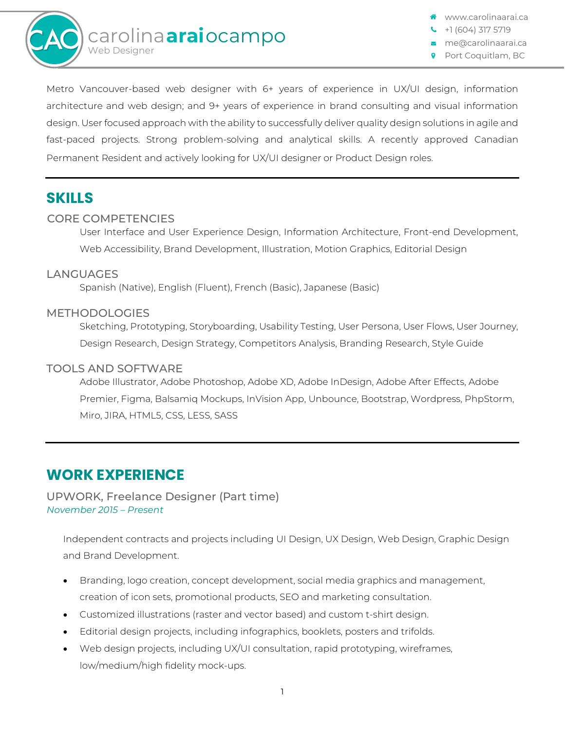# carolina**arai**ocampo

Web Designer

- www.carolinaarai.ca
- +1 (604) 317 5719
- me@carolinaarai.ca
- Port Coquitlam, BC

Metro Vancouver-based web designer with 6+ years of experience in UX/UI design, information architecture and web design; and 9+ years of experience in brand consulting and visual information design. User focused approach with the ability to successfully deliver quality design solutions in agile and fast-paced projects. Strong problem-solving and analytical skills. A recently approved Canadian Permanent Resident and actively looking for UX/UI designer or Product Design roles.

## SKILLS

### CORE COMPETENCIES

User Interface and User Experience Design, Information Architecture, Front-end Development, Web Accessibility, Brand Development, Illustration, Motion Graphics, Editorial Design

### LANGUAGES

Spanish (Native), English (Fluent), French (Basic), Japanese (Basic)

### METHODOLOGIES

Sketching, Prototyping, Storyboarding, Usability Testing, User Persona, User Flows, User Journey, Design Research, Design Strategy, Competitors Analysis, Branding Research, Style Guide

### TOOLS AND SOFTWARE

Adobe Illustrator, Adobe Photoshop, Adobe XD, Adobe InDesign, Adobe After Effects, Adobe Premier, Figma, Balsamiq Mockups, InVision App, Unbounce, Bootstrap, Wordpress, PhpStorm, Miro, JIRA, HTML5, CSS, LESS, SASS

## WORK EXPERIENCE

### UPWORK, Freelance Designer (Part time)

*November 2015 – Present*

Independent contracts and projects including UI Design, UX Design, Web Design, Graphic Design and Brand Development.

- Branding, logo creation, concept development, social media graphics and management, creation of icon sets, promotional products, SEO and marketing consultation.
- Customized illustrations (raster and vector based) and custom t-shirt design.
- Editorial design projects, including infographics, booklets, posters and trifolds.
- Web design projects, including UX/UI consultation, rapid prototyping, wireframes, low/medium/high fidelity mock-ups.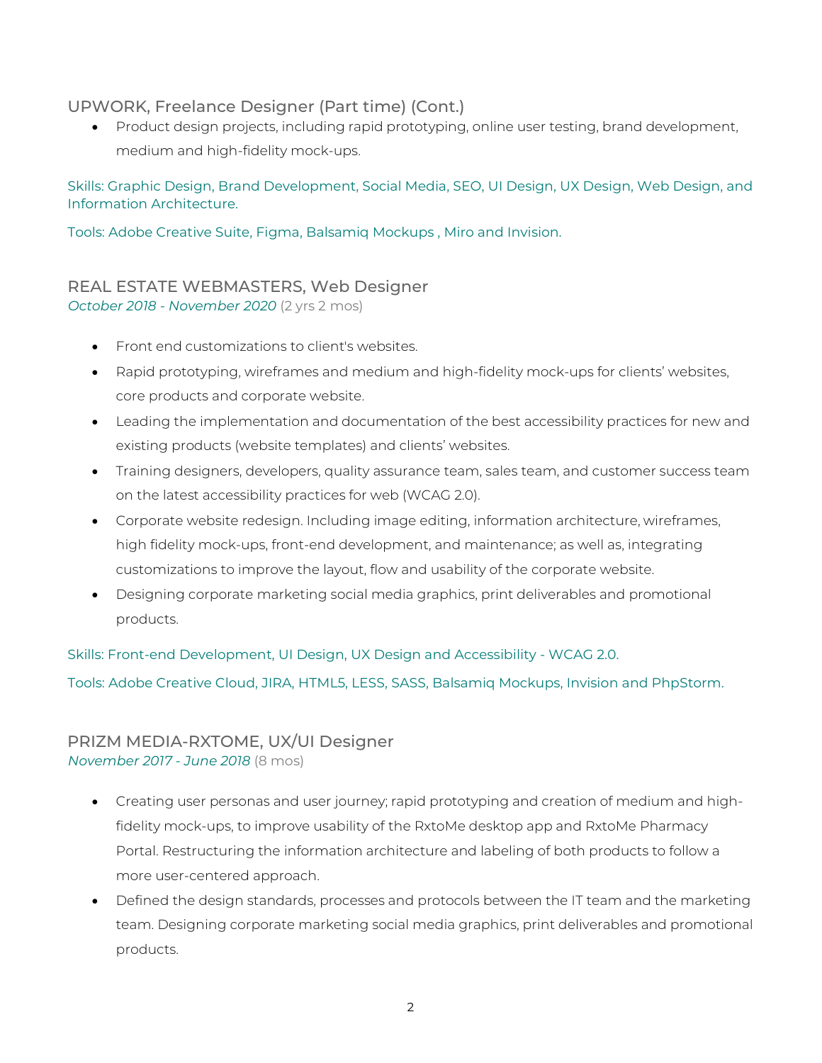### UPWORK, Freelance Designer (Part time) (Cont.)

- Product design projects, including rapid prototyping, online user testing, brand development, medium and high-fidelity mock-ups.

Skills: Graphic Design, Brand Development, Social Media, SEO, UI Design, UX Design, Web Design, and Information Architecture.

Tools: Adobe Creative Suite, Figma, Balsamiq Mockups , Miro and Invision.

### REAL ESTATE WEBMASTERS, Web Designer

*October 2018 - November 2020* (2 yrs 2 mos)

- Front end customizations to client's websites.
- Rapid prototyping, wireframes and medium and high-fidelity mock-ups for clients' websites, core products and corporate website.
- Leading the implementation and documentation of the best accessibility practices for new and existing products (website templates) and clients' websites.
- Training designers, developers, quality assurance team, sales team, and customer success team on the latest accessibility practices for web (WCAG 2.0).
- Corporate website redesign. Including image editing, information architecture, wireframes, high fidelity mock-ups, front-end development, and maintenance; as well as, integrating customizations to improve the layout, flow and usability of the corporate website.
- Designing corporate marketing social media graphics, print deliverables and promotional products.

Skills: Front-end Development, UI Design, UX Design and Accessibility - WCAG 2.0.

Tools: Adobe Creative Cloud, JIRA, HTML5, LESS, SASS, Balsamiq Mockups, Invision and PhpStorm.

### PRIZM MEDIA-RXTOME, UX/UI Designer

*November 2017 - June 2018* (8 mos)

- Creating user personas and user journey; rapid prototyping and creation of medium and high-fidelity mock-ups, to improve usability of the RxtoMe desktop app and RxtoMe Pharmacy Portal. Restructuring the information architecture and labeling of both products to follow a more user-centered approach.
- Defined the design standards, processes and protocols between the IT team and the marketing team. Designing corporate marketing social media graphics, print deliverables and promotional products.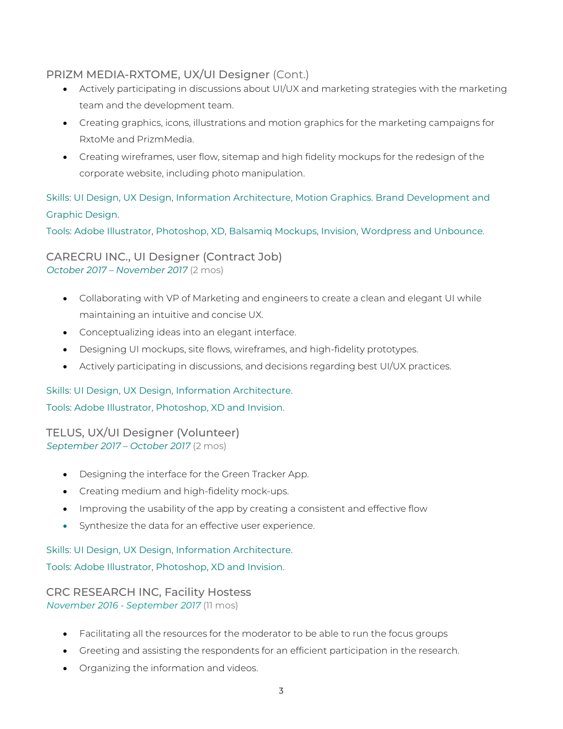### PRIZM MEDIA-RXTOME, UX/UI Designer (Cont.)

- Actively participating in discussions about UI/UX and marketing strategies with the marketing team and the development team.
- Creating graphics, icons, illustrations and motion graphics for the marketing campaigns for RxtoMe and PrizmMedia.
- Creating wireframes, user flow, sitemap and high fidelity mockups for the redesign of the corporate website, including photo manipulation.

Skills: UI Design, UX Design, Information Architecture, Motion Graphics. Brand Development and Graphic Design.

Tools: Adobe Illustrator, Photoshop, XD, Balsamiq Mockups, Invision, Wordpress and Unbounce.

### CARECRU INC., UI Designer (Contract Job)

*October 2017 – November 2017* (2 mos)

- Collaborating with VP of Marketing and engineers to create a clean and elegant UI while maintaining an intuitive and concise UX.
- Conceptualizing ideas into an elegant interface.
- Designing UI mockups, site flows, wireframes, and high-fidelity prototypes.
- Actively participating in discussions, and decisions regarding best UI/UX practices.

Skills: UI Design, UX Design, Information Architecture.

Tools: Adobe Illustrator, Photoshop, XD and Invision.

### TELUS, UX/UI Designer (Volunteer)

*September 2017 – October 2017* (2 mos)

- Designing the interface for the Green Tracker App.
- Creating medium and high-fidelity mock-ups.
- Improving the usability of the app by creating a consistent and effective flow
- Synthesize the data for an effective user experience.

Skills: UI Design, UX Design, Information Architecture.

Tools: Adobe Illustrator, Photoshop, XD and Invision.

### CRC RESEARCH INC, Facility Hostess

*November 2016 - September 2017* (11 mos)

- Facilitating all the resources for the moderator to be able to run the focus groups
- Greeting and assisting the respondents for an efficient participation in the research.
- Organizing the information and videos.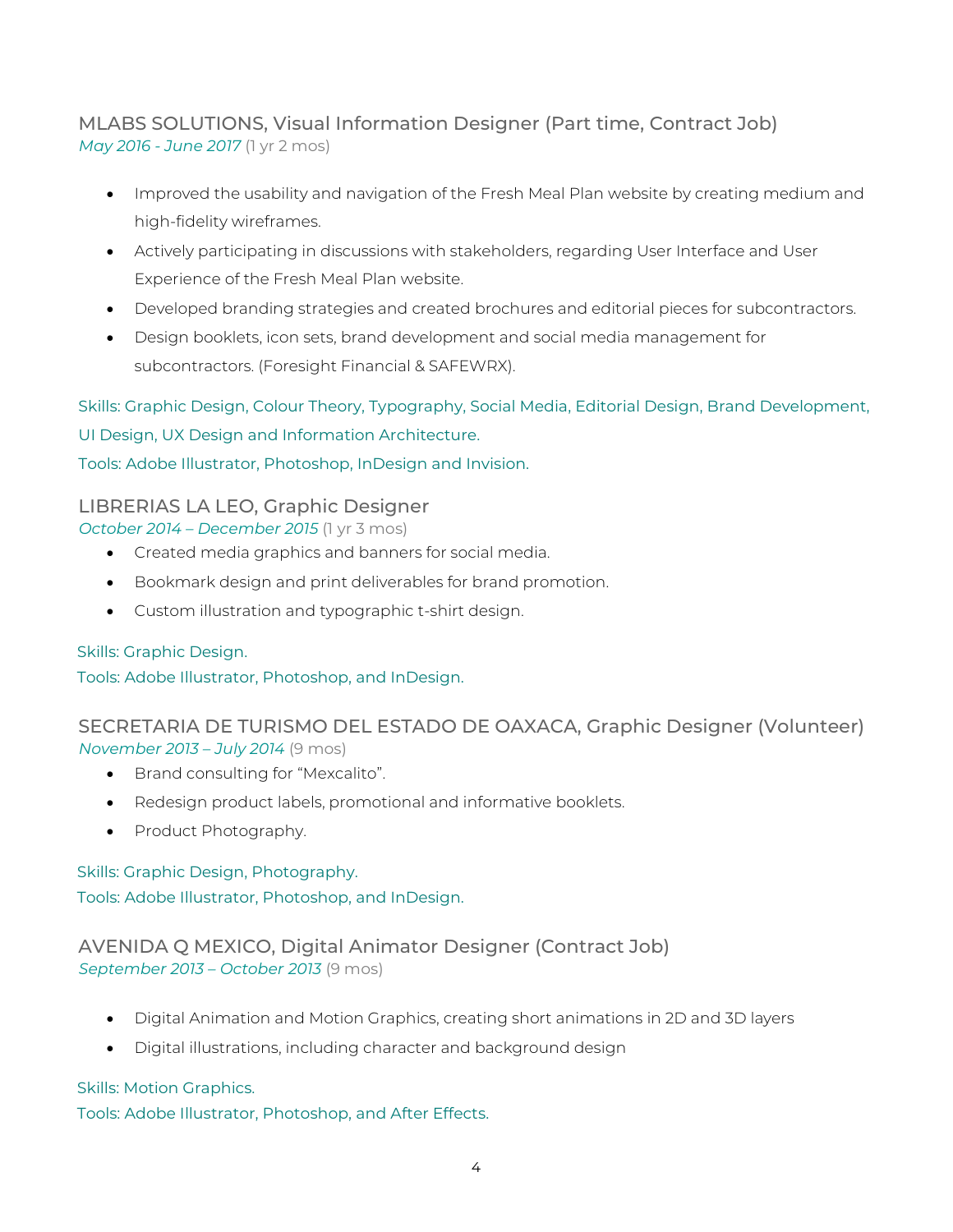### MLABS SOLUTIONS, Visual Information Designer (Part time, Contract Job)

*May 2016 - June 2017* (1 yr 2 mos)

- Improved the usability and navigation of the Fresh Meal Plan website by creating medium and high-fidelity wireframes.
- Actively participating in discussions with stakeholders, regarding User Interface and User Experience of the Fresh Meal Plan website.
- Developed branding strategies and created brochures and editorial pieces for subcontractors.
- Design booklets, icon sets, brand development and social media management for subcontractors. (Foresight Financial & SAFEWRX).

Skills: Graphic Design, Colour Theory, Typography, Social Media, Editorial Design, Brand Development, UI Design, UX Design and Information Architecture.

Tools: Adobe Illustrator, Photoshop, InDesign and Invision.

### LIBRERIAS LA LEO, Graphic Designer

*October 2014 – December 2015* (1 yr 3 mos)

- Created media graphics and banners for social media.
- Bookmark design and print deliverables for brand promotion.
- Custom illustration and typographic t-shirt design.

Skills: Graphic Design.

Tools: Adobe Illustrator, Photoshop, and InDesign.

### SECRETARIA DE TURISMO DEL ESTADO DE OAXACA, Graphic Designer (Volunteer)

*November 2013 – July 2014* (9 mos)

- Brand consulting for "Mexcalito".
- Redesign product labels, promotional and informative booklets.
- Product Photography.

Skills: Graphic Design, Photography.

Tools: Adobe Illustrator, Photoshop, and InDesign.

### AVENIDA Q MEXICO, Digital Animator Designer (Contract Job)

*September 2013 – October 2013* (9 mos)

- Digital Animation and Motion Graphics, creating short animations in 2D and 3D layers
- Digital illustrations, including character and background design

Skills: Motion Graphics.

Tools: Adobe Illustrator, Photoshop, and After Effects.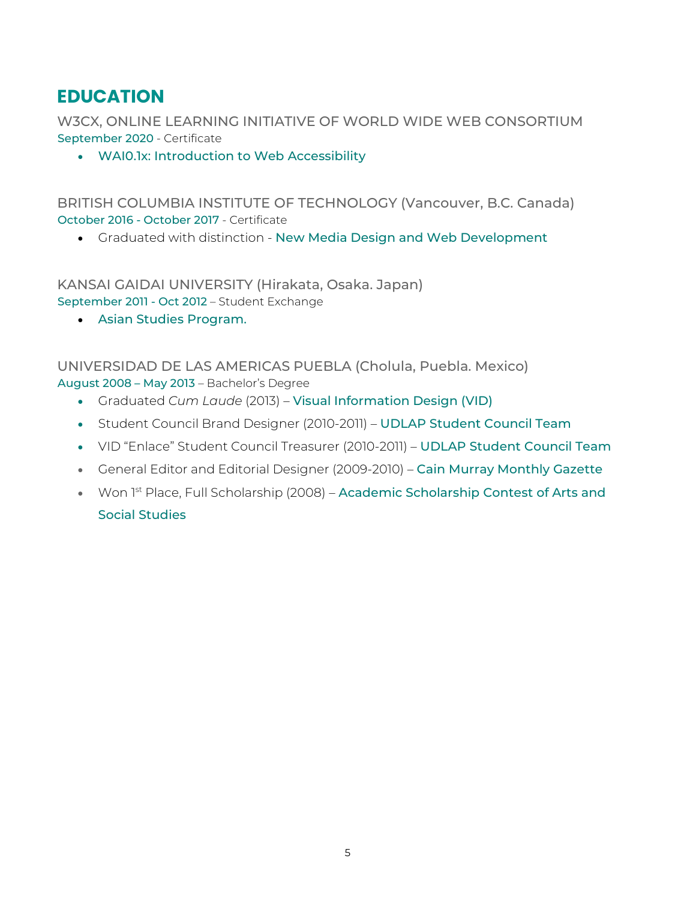## EDUCATION

W3CX, ONLINE LEARNING INITIATIVE OF WORLD WIDE WEB CONSORTIUM
September 2020 - Certificate

- WAI0.1x: Introduction to Web Accessibility

BRITISH COLUMBIA INSTITUTE OF TECHNOLOGY (Vancouver, B.C. Canada)
October 2016 - October 2017 - Certificate

- Graduated with distinction - New Media Design and Web Development

KANSAI GAIDAI UNIVERSITY (Hirakata, Osaka. Japan)
September 2011 - Oct 2012 – Student Exchange

- Asian Studies Program.

UNIVERSIDAD DE LAS AMERICAS PUEBLA (Cholula, Puebla. Mexico)
August 2008 – May 2013 – Bachelor's Degree

- Graduated *Cum Laude* (2013) – Visual Information Design (VID)
- Student Council Brand Designer (2010-2011) – UDLAP Student Council Team
- VID "Enlace" Student Council Treasurer (2010-2011) – UDLAP Student Council Team
- General Editor and Editorial Designer (2009-2010) – Cain Murray Monthly Gazette
- Won 1st Place, Full Scholarship (2008) – Academic Scholarship Contest of Arts and Social Studies